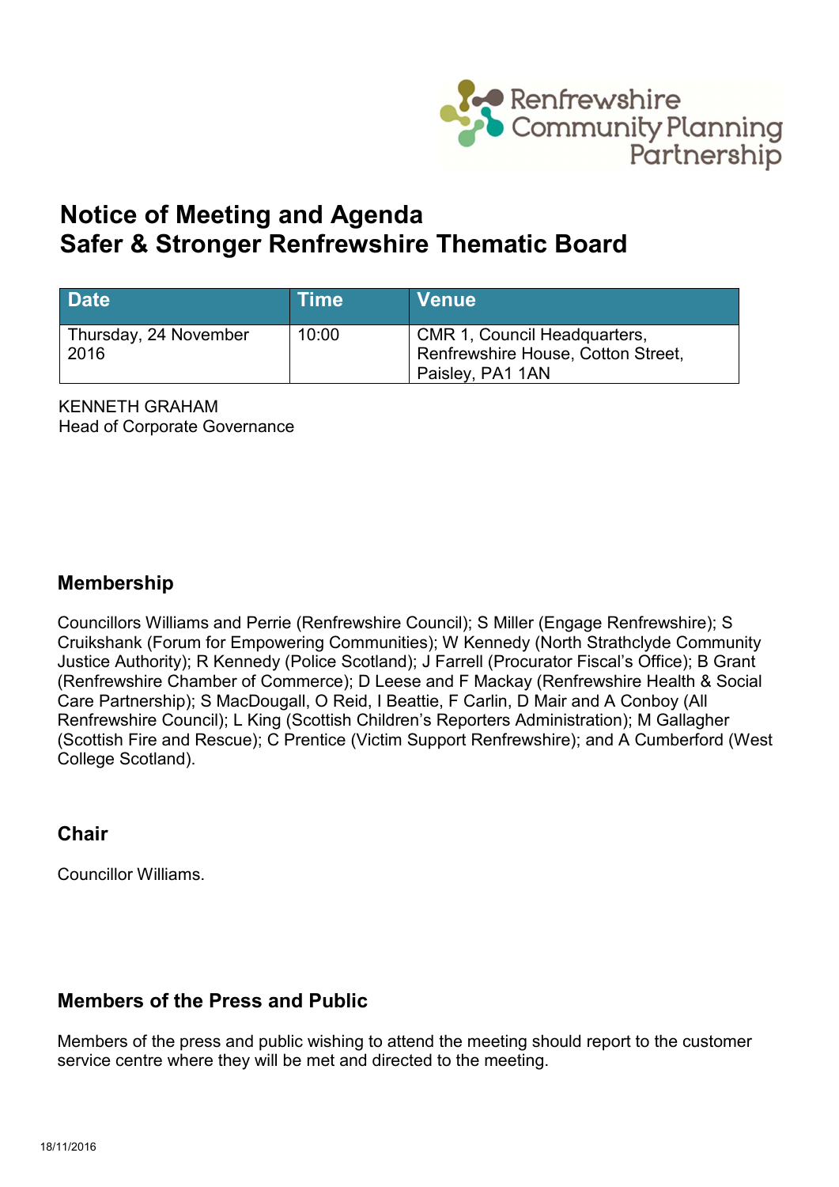Renfrewshire Community Planning Partnership

# Notice of Meeting and Agenda
# Safer & Stronger Renfrewshire Thematic Board

| Date | Time | Venue |
| --- | --- | --- |
| Thursday, 24 November 2016 | 10:00 | CMR 1, Council Headquarters, Renfrewshire House, Cotton Street, Paisley, PA1 1AN |

KENNETH GRAHAM
Head of Corporate Governance

## Membership

Councillors Williams and Perrie (Renfrewshire Council); S Miller (Engage Renfrewshire); S Cruikshank (Forum for Empowering Communities); W Kennedy (North Strathclyde Community Justice Authority); R Kennedy (Police Scotland); J Farrell (Procurator Fiscal's Office); B Grant (Renfrewshire Chamber of Commerce); D Leese and F Mackay (Renfrewshire Health & Social Care Partnership); S MacDougall, O Reid, I Beattie, F Carlin, D Mair and A Conboy (All Renfrewshire Council); L King (Scottish Children's Reporters Administration); M Gallagher (Scottish Fire and Rescue); C Prentice (Victim Support Renfrewshire); and A Cumberford (West College Scotland).

## Chair

Councillor Williams.

## Members of the Press and Public

Members of the press and public wishing to attend the meeting should report to the customer service centre where they will be met and directed to the meeting.

18/11/2016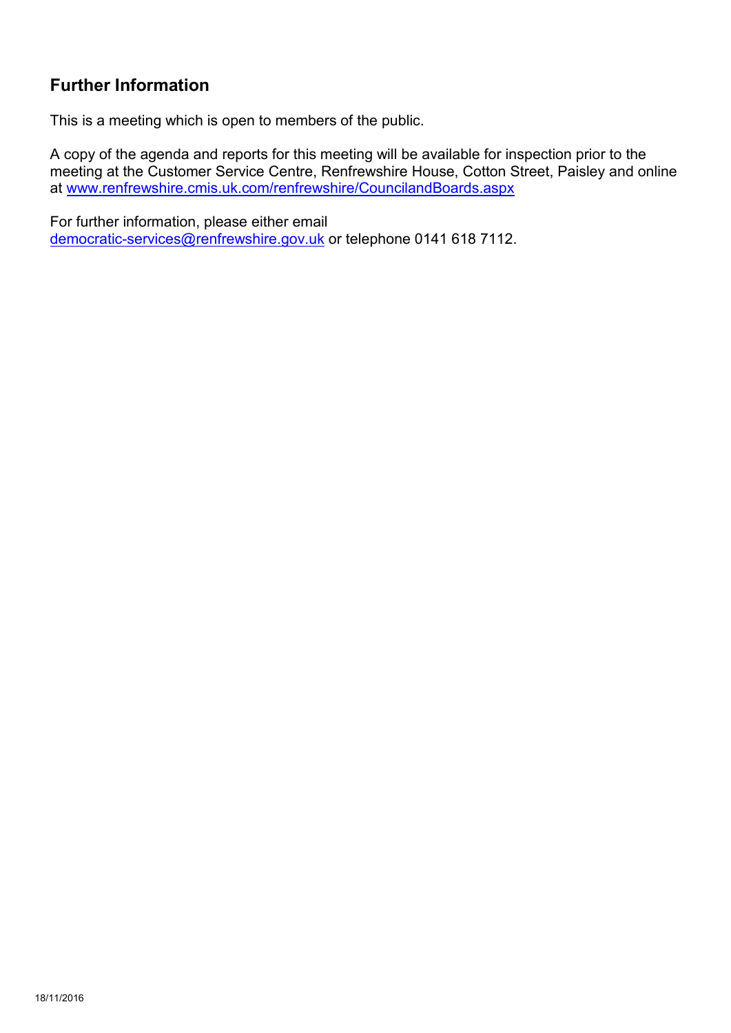## Further Information

This is a meeting which is open to members of the public.

A copy of the agenda and reports for this meeting will be available for inspection prior to the meeting at the Customer Service Centre, Renfrewshire House, Cotton Street, Paisley and online at www.renfrewshire.cmis.uk.com/renfrewshire/CouncilandBoards.aspx

For further information, please either email democratic-services@renfrewshire.gov.uk or telephone 0141 618 7112.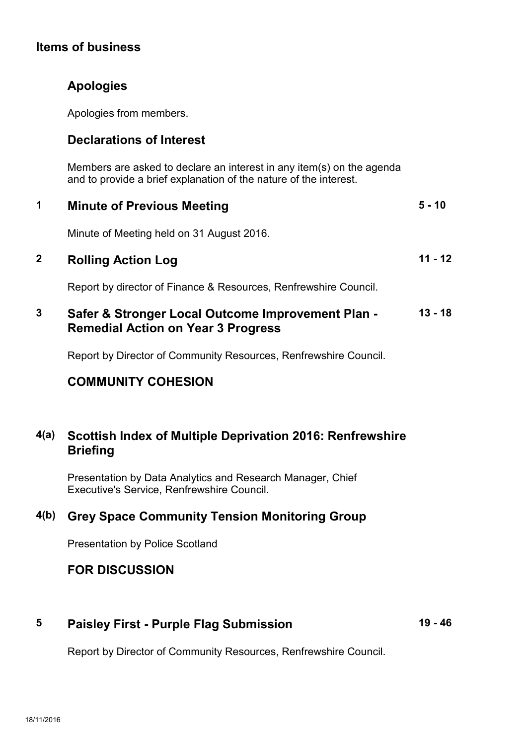## Items of business

### Apologies

Apologies from members.

### Declarations of Interest

Members are asked to declare an interest in any item(s) on the agenda and to provide a brief explanation of the nature of the interest.

### 1 Minute of Previous Meeting — 5 - 10

Minute of Meeting held on 31 August 2016.

### 2 Rolling Action Log — 11 - 12

Report by director of Finance & Resources, Renfrewshire Council.

### 3 Safer & Stronger Local Outcome Improvement Plan - Remedial Action on Year 3 Progress — 13 - 18

Report by Director of Community Resources, Renfrewshire Council.

### COMMUNITY COHESION

### 4(a) Scottish Index of Multiple Deprivation 2016: Renfrewshire Briefing

Presentation by Data Analytics and Research Manager, Chief Executive's Service, Renfrewshire Council.

### 4(b) Grey Space Community Tension Monitoring Group

Presentation by Police Scotland

### FOR DISCUSSION

### 5 Paisley First - Purple Flag Submission — 19 - 46

Report by Director of Community Resources, Renfrewshire Council.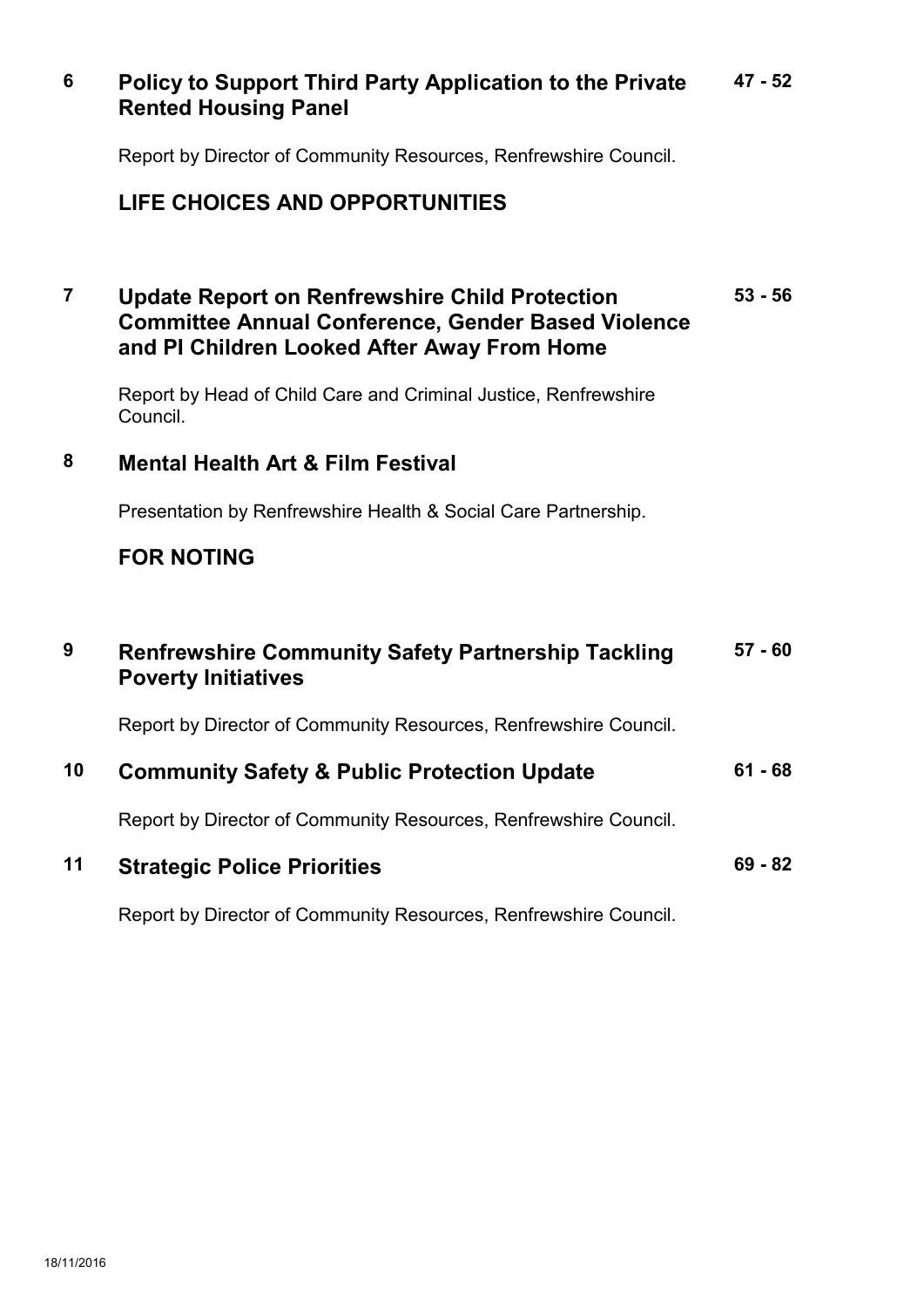**6 Policy to Support Third Party Application to the Private Rented Housing Panel** 47 - 52

Report by Director of Community Resources, Renfrewshire Council.

## LIFE CHOICES AND OPPORTUNITIES

**7 Update Report on Renfrewshire Child Protection Committee Annual Conference, Gender Based Violence and PI Children Looked After Away From Home** 53 - 56

Report by Head of Child Care and Criminal Justice, Renfrewshire Council.

**8 Mental Health Art & Film Festival**

Presentation by Renfrewshire Health & Social Care Partnership.

## FOR NOTING

**9 Renfrewshire Community Safety Partnership Tackling Poverty Initiatives** 57 - 60

Report by Director of Community Resources, Renfrewshire Council.

**10 Community Safety & Public Protection Update** 61 - 68

Report by Director of Community Resources, Renfrewshire Council.

**11 Strategic Police Priorities** 69 - 82

Report by Director of Community Resources, Renfrewshire Council.

18/11/2016